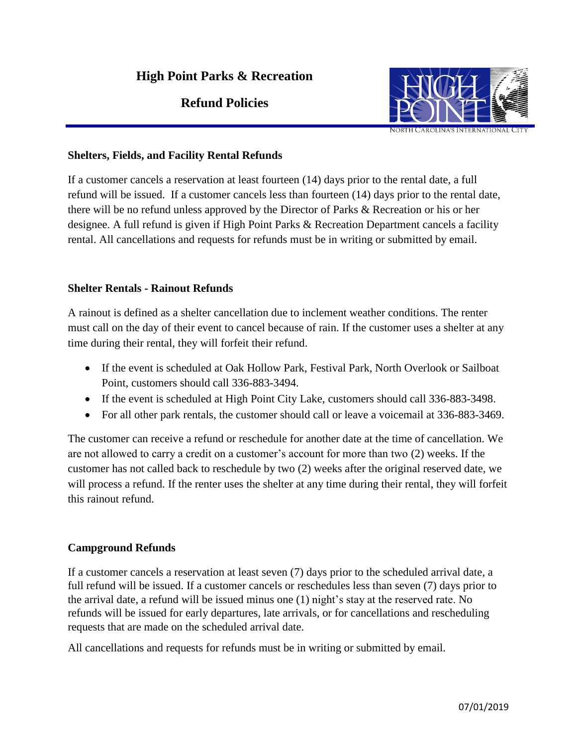# High Point Parks & Recreation

## Refund Policies

### Shelters, Fields, and Facility Rental Refunds

If a customer cancels a reservation at least fourteen (14) days prior to the rental date, a full refund will be issued. If a customer cancels less than fourteen (14) days prior to the rental date, there will be no refund unless approved by the Director of Parks & Recreation or his or her designee. A full refund is given if High Point Parks & Recreation Department cancels a facility rental. All cancellations and requests for refunds must be in writing or submitted by email.

### Shelter Rentals - Rainout Refunds

A rainout is defined as a shelter cancellation due to inclement weather conditions. The renter must call on the day of their event to cancel because of rain. If the customer uses a shelter at any time during their rental, they will forfeit their refund.

- If the event is scheduled at Oak Hollow Park, Festival Park, North Overlook or Sailboat Point, customers should call 336-883-3494.
- If the event is scheduled at High Point City Lake, customers should call 336-883-3498.
- For all other park rentals, the customer should call or leave a voicemail at 336-883-3469.

The customer can receive a refund or reschedule for another date at the time of cancellation. We are not allowed to carry a credit on a customer's account for more than two (2) weeks. If the customer has not called back to reschedule by two (2) weeks after the original reserved date, we will process a refund. If the renter uses the shelter at any time during their rental, they will forfeit this rainout refund.

### Campground Refunds

If a customer cancels a reservation at least seven (7) days prior to the scheduled arrival date, a full refund will be issued. If a customer cancels or reschedules less than seven (7) days prior to the arrival date, a refund will be issued minus one (1) night's stay at the reserved rate. No refunds will be issued for early departures, late arrivals, or for cancellations and rescheduling requests that are made on the scheduled arrival date.

All cancellations and requests for refunds must be in writing or submitted by email.

07/01/2019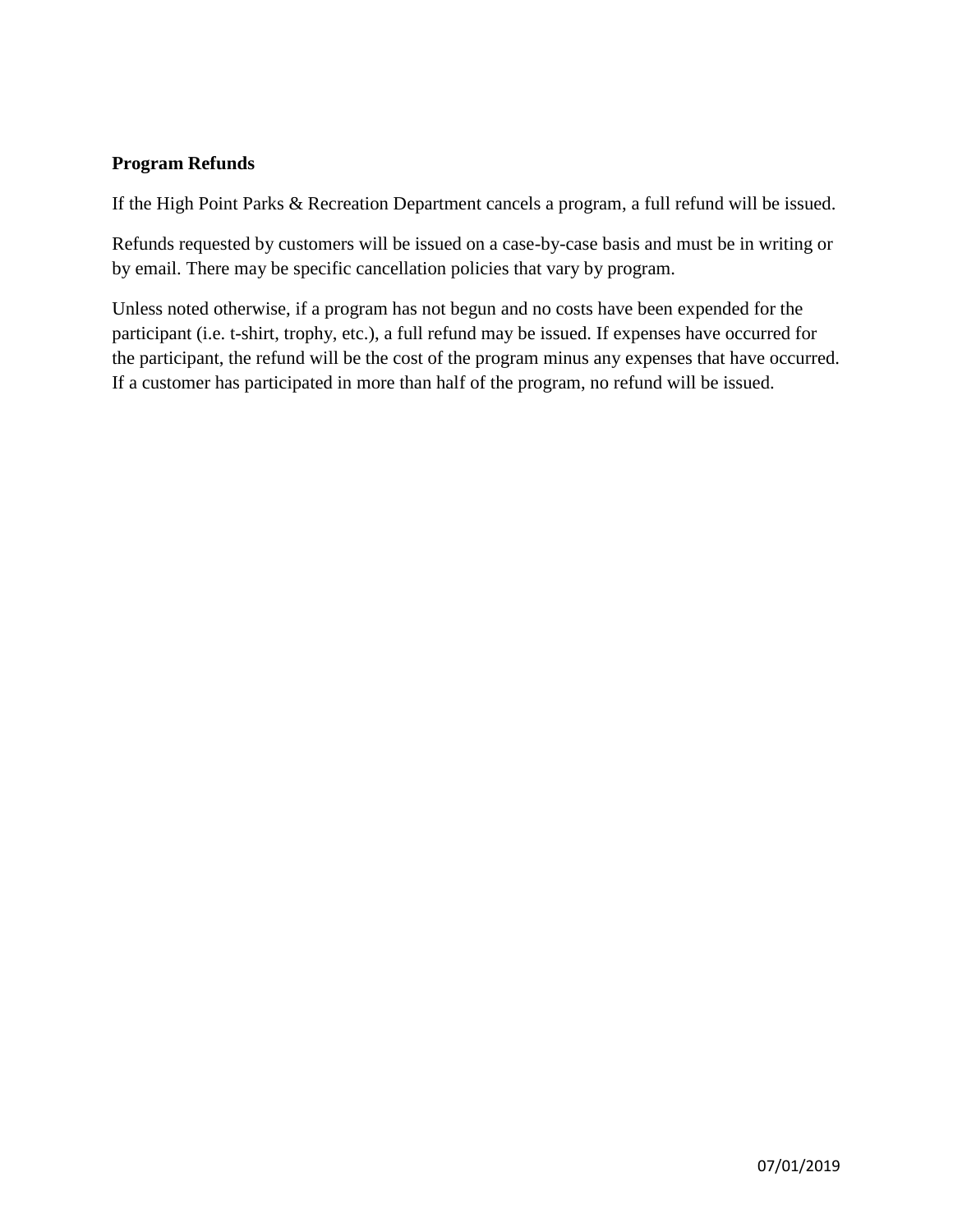**Program Refunds**

If the High Point Parks & Recreation Department cancels a program, a full refund will be issued.

Refunds requested by customers will be issued on a case-by-case basis and must be in writing or by email. There may be specific cancellation policies that vary by program.

Unless noted otherwise, if a program has not begun and no costs have been expended for the participant (i.e. t-shirt, trophy, etc.), a full refund may be issued. If expenses have occurred for the participant, the refund will be the cost of the program minus any expenses that have occurred. If a customer has participated in more than half of the program, no refund will be issued.

07/01/2019